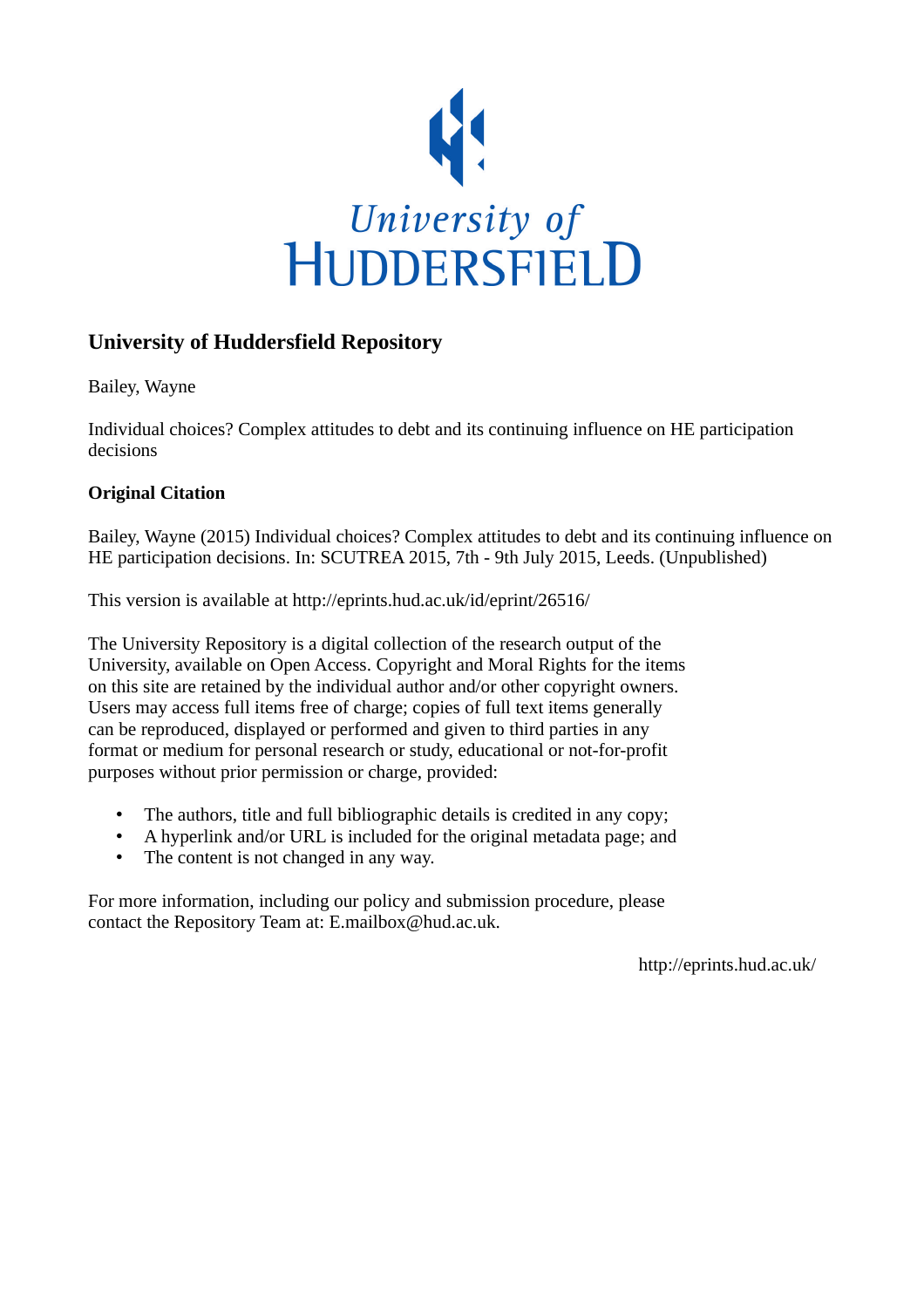University of HUDDERSFIELD

## University of Huddersfield Repository

Bailey, Wayne

Individual choices? Complex attitudes to debt and its continuing influence on HE participation decisions

### Original Citation

Bailey, Wayne (2015) Individual choices? Complex attitudes to debt and its continuing influence on HE participation decisions. In: SCUTREA 2015, 7th - 9th July 2015, Leeds. (Unpublished)

This version is available at http://eprints.hud.ac.uk/id/eprint/26516/

The University Repository is a digital collection of the research output of the University, available on Open Access. Copyright and Moral Rights for the items on this site are retained by the individual author and/or other copyright owners. Users may access full items free of charge; copies of full text items generally can be reproduced, displayed or performed and given to third parties in any format or medium for personal research or study, educational or not-for-profit purposes without prior permission or charge, provided:

- The authors, title and full bibliographic details is credited in any copy;
- A hyperlink and/or URL is included for the original metadata page; and
- The content is not changed in any way.

For more information, including our policy and submission procedure, please contact the Repository Team at: E.mailbox@hud.ac.uk.

http://eprints.hud.ac.uk/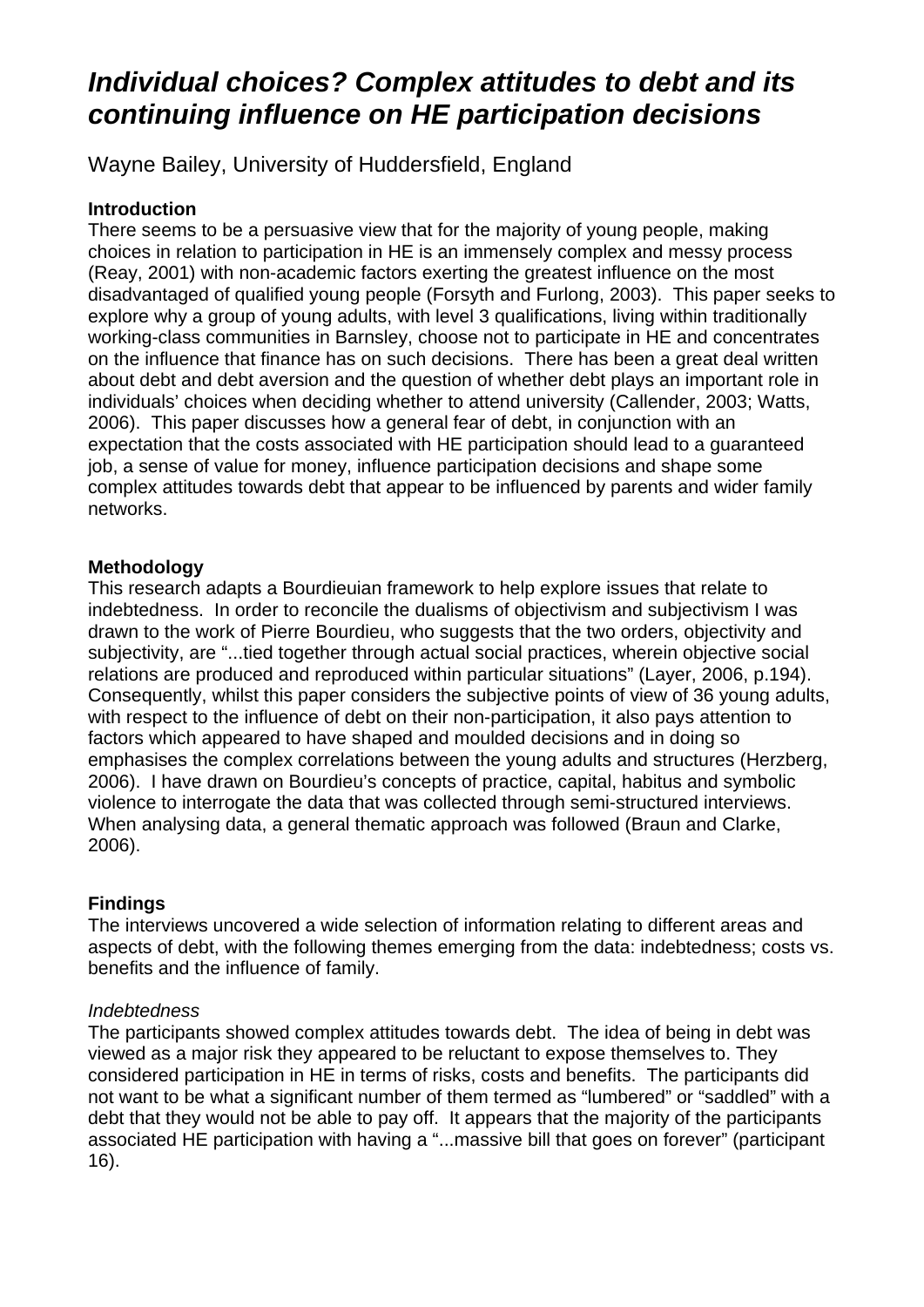# *Individual choices? Complex attitudes to debt and its continuing influence on HE participation decisions*

Wayne Bailey, University of Huddersfield, England

**Introduction**

There seems to be a persuasive view that for the majority of young people, making choices in relation to participation in HE is an immensely complex and messy process (Reay, 2001) with non-academic factors exerting the greatest influence on the most disadvantaged of qualified young people (Forsyth and Furlong, 2003). This paper seeks to explore why a group of young adults, with level 3 qualifications, living within traditionally working-class communities in Barnsley, choose not to participate in HE and concentrates on the influence that finance has on such decisions. There has been a great deal written about debt and debt aversion and the question of whether debt plays an important role in individuals' choices when deciding whether to attend university (Callender, 2003; Watts, 2006). This paper discusses how a general fear of debt, in conjunction with an expectation that the costs associated with HE participation should lead to a guaranteed job, a sense of value for money, influence participation decisions and shape some complex attitudes towards debt that appear to be influenced by parents and wider family networks.

**Methodology**

This research adapts a Bourdieuian framework to help explore issues that relate to indebtedness. In order to reconcile the dualisms of objectivism and subjectivism I was drawn to the work of Pierre Bourdieu, who suggests that the two orders, objectivity and subjectivity, are "...tied together through actual social practices, wherein objective social relations are produced and reproduced within particular situations" (Layer, 2006, p.194). Consequently, whilst this paper considers the subjective points of view of 36 young adults, with respect to the influence of debt on their non-participation, it also pays attention to factors which appeared to have shaped and moulded decisions and in doing so emphasises the complex correlations between the young adults and structures (Herzberg, 2006). I have drawn on Bourdieu's concepts of practice, capital, habitus and symbolic violence to interrogate the data that was collected through semi-structured interviews. When analysing data, a general thematic approach was followed (Braun and Clarke, 2006).

**Findings**

The interviews uncovered a wide selection of information relating to different areas and aspects of debt, with the following themes emerging from the data: indebtedness; costs vs. benefits and the influence of family.

*Indebtedness*

The participants showed complex attitudes towards debt. The idea of being in debt was viewed as a major risk they appeared to be reluctant to expose themselves to. They considered participation in HE in terms of risks, costs and benefits. The participants did not want to be what a significant number of them termed as "lumbered" or "saddled" with a debt that they would not be able to pay off. It appears that the majority of the participants associated HE participation with having a "...massive bill that goes on forever" (participant 16).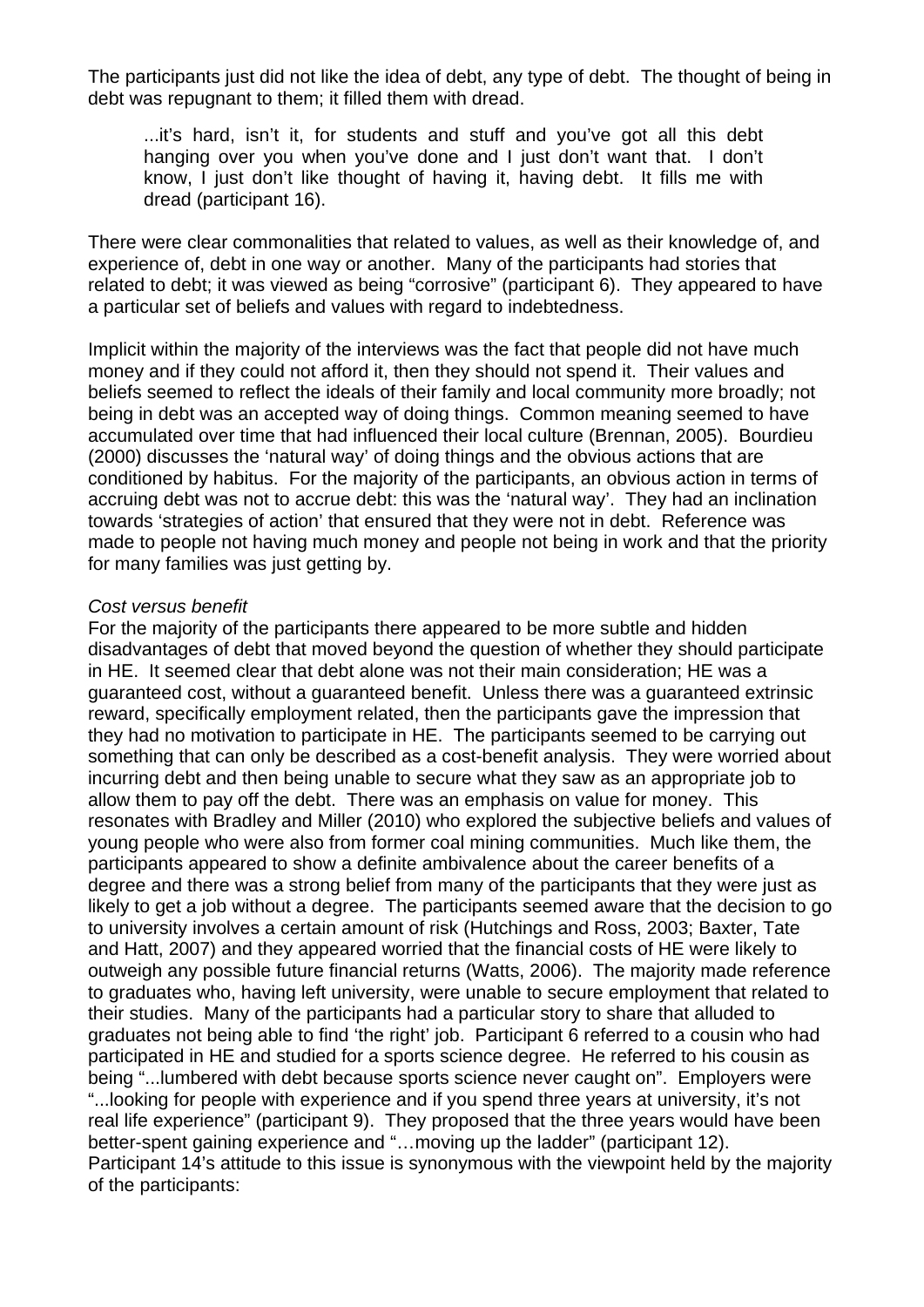The participants just did not like the idea of debt, any type of debt. The thought of being in debt was repugnant to them; it filled them with dread.

> ...it's hard, isn't it, for students and stuff and you've got all this debt hanging over you when you've done and I just don't want that. I don't know, I just don't like thought of having it, having debt. It fills me with dread (participant 16).

There were clear commonalities that related to values, as well as their knowledge of, and experience of, debt in one way or another. Many of the participants had stories that related to debt; it was viewed as being "corrosive" (participant 6). They appeared to have a particular set of beliefs and values with regard to indebtedness.

Implicit within the majority of the interviews was the fact that people did not have much money and if they could not afford it, then they should not spend it. Their values and beliefs seemed to reflect the ideals of their family and local community more broadly; not being in debt was an accepted way of doing things. Common meaning seemed to have accumulated over time that had influenced their local culture (Brennan, 2005). Bourdieu (2000) discusses the 'natural way' of doing things and the obvious actions that are conditioned by habitus. For the majority of the participants, an obvious action in terms of accruing debt was not to accrue debt: this was the 'natural way'. They had an inclination towards 'strategies of action' that ensured that they were not in debt. Reference was made to people not having much money and people not being in work and that the priority for many families was just getting by.

*Cost versus benefit*

For the majority of the participants there appeared to be more subtle and hidden disadvantages of debt that moved beyond the question of whether they should participate in HE. It seemed clear that debt alone was not their main consideration; HE was a guaranteed cost, without a guaranteed benefit. Unless there was a guaranteed extrinsic reward, specifically employment related, then the participants gave the impression that they had no motivation to participate in HE. The participants seemed to be carrying out something that can only be described as a cost-benefit analysis. They were worried about incurring debt and then being unable to secure what they saw as an appropriate job to allow them to pay off the debt. There was an emphasis on value for money. This resonates with Bradley and Miller (2010) who explored the subjective beliefs and values of young people who were also from former coal mining communities. Much like them, the participants appeared to show a definite ambivalence about the career benefits of a degree and there was a strong belief from many of the participants that they were just as likely to get a job without a degree. The participants seemed aware that the decision to go to university involves a certain amount of risk (Hutchings and Ross, 2003; Baxter, Tate and Hatt, 2007) and they appeared worried that the financial costs of HE were likely to outweigh any possible future financial returns (Watts, 2006). The majority made reference to graduates who, having left university, were unable to secure employment that related to their studies. Many of the participants had a particular story to share that alluded to graduates not being able to find 'the right' job. Participant 6 referred to a cousin who had participated in HE and studied for a sports science degree. He referred to his cousin as being "...lumbered with debt because sports science never caught on". Employers were "...looking for people with experience and if you spend three years at university, it's not real life experience" (participant 9). They proposed that the three years would have been better-spent gaining experience and "…moving up the ladder" (participant 12). Participant 14's attitude to this issue is synonymous with the viewpoint held by the majority of the participants: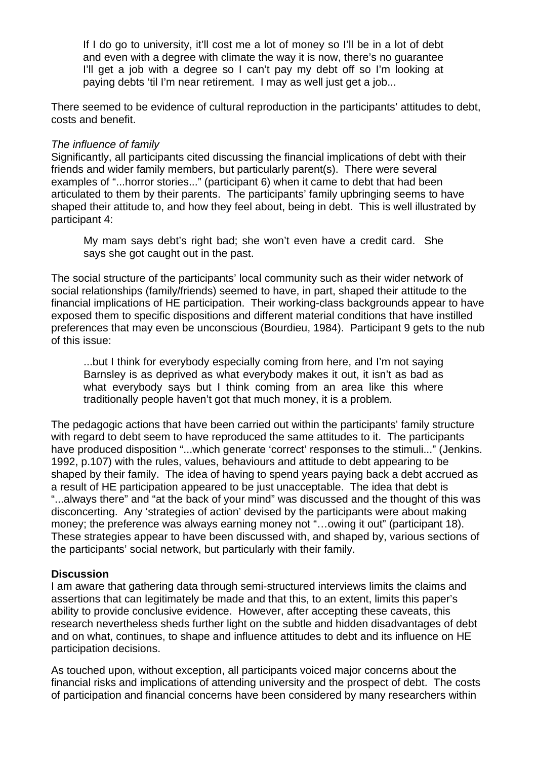> If I do go to university, it'll cost me a lot of money so I'll be in a lot of debt and even with a degree with climate the way it is now, there's no guarantee I'll get a job with a degree so I can't pay my debt off so I'm looking at paying debts 'til I'm near retirement. I may as well just get a job...

There seemed to be evidence of cultural reproduction in the participants' attitudes to debt, costs and benefit.

*The influence of family*

Significantly, all participants cited discussing the financial implications of debt with their friends and wider family members, but particularly parent(s). There were several examples of "...horror stories..." (participant 6) when it came to debt that had been articulated to them by their parents. The participants' family upbringing seems to have shaped their attitude to, and how they feel about, being in debt. This is well illustrated by participant 4:

> My mam says debt's right bad; she won't even have a credit card. She says she got caught out in the past.

The social structure of the participants' local community such as their wider network of social relationships (family/friends) seemed to have, in part, shaped their attitude to the financial implications of HE participation. Their working-class backgrounds appear to have exposed them to specific dispositions and different material conditions that have instilled preferences that may even be unconscious (Bourdieu, 1984). Participant 9 gets to the nub of this issue:

> ...but I think for everybody especially coming from here, and I'm not saying Barnsley is as deprived as what everybody makes it out, it isn't as bad as what everybody says but I think coming from an area like this where traditionally people haven't got that much money, it is a problem.

The pedagogic actions that have been carried out within the participants' family structure with regard to debt seem to have reproduced the same attitudes to it. The participants have produced disposition "...which generate 'correct' responses to the stimuli..." (Jenkins. 1992, p.107) with the rules, values, behaviours and attitude to debt appearing to be shaped by their family. The idea of having to spend years paying back a debt accrued as a result of HE participation appeared to be just unacceptable. The idea that debt is "...always there" and "at the back of your mind" was discussed and the thought of this was disconcerting. Any 'strategies of action' devised by the participants were about making money; the preference was always earning money not "…owing it out" (participant 18). These strategies appear to have been discussed with, and shaped by, various sections of the participants' social network, but particularly with their family.

**Discussion**

I am aware that gathering data through semi-structured interviews limits the claims and assertions that can legitimately be made and that this, to an extent, limits this paper's ability to provide conclusive evidence. However, after accepting these caveats, this research nevertheless sheds further light on the subtle and hidden disadvantages of debt and on what, continues, to shape and influence attitudes to debt and its influence on HE participation decisions.

As touched upon, without exception, all participants voiced major concerns about the financial risks and implications of attending university and the prospect of debt. The costs of participation and financial concerns have been considered by many researchers within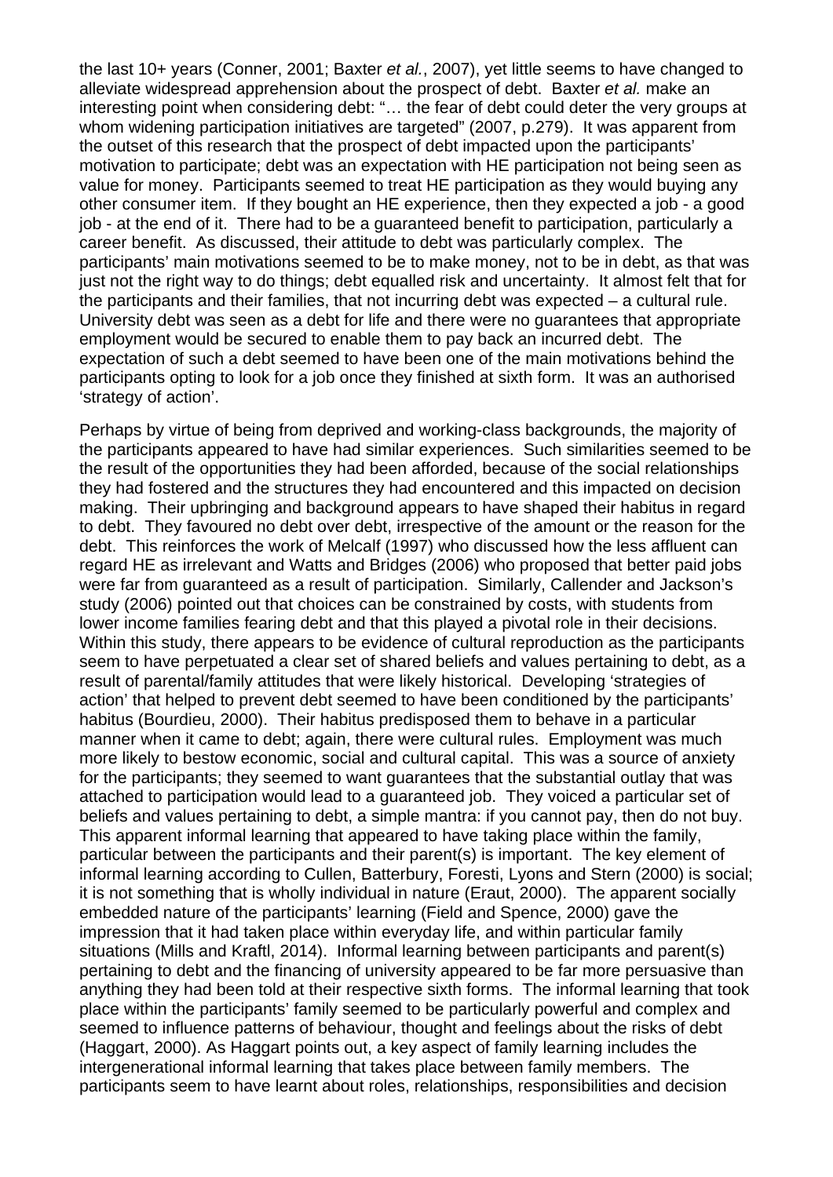the last 10+ years (Conner, 2001; Baxter *et al.*, 2007), yet little seems to have changed to alleviate widespread apprehension about the prospect of debt. Baxter *et al.* make an interesting point when considering debt: "… the fear of debt could deter the very groups at whom widening participation initiatives are targeted" (2007, p.279). It was apparent from the outset of this research that the prospect of debt impacted upon the participants' motivation to participate; debt was an expectation with HE participation not being seen as value for money. Participants seemed to treat HE participation as they would buying any other consumer item. If they bought an HE experience, then they expected a job - a good job - at the end of it. There had to be a guaranteed benefit to participation, particularly a career benefit. As discussed, their attitude to debt was particularly complex. The participants' main motivations seemed to be to make money, not to be in debt, as that was just not the right way to do things; debt equalled risk and uncertainty. It almost felt that for the participants and their families, that not incurring debt was expected – a cultural rule. University debt was seen as a debt for life and there were no guarantees that appropriate employment would be secured to enable them to pay back an incurred debt. The expectation of such a debt seemed to have been one of the main motivations behind the participants opting to look for a job once they finished at sixth form. It was an authorised 'strategy of action'.

Perhaps by virtue of being from deprived and working-class backgrounds, the majority of the participants appeared to have had similar experiences. Such similarities seemed to be the result of the opportunities they had been afforded, because of the social relationships they had fostered and the structures they had encountered and this impacted on decision making. Their upbringing and background appears to have shaped their habitus in regard to debt. They favoured no debt over debt, irrespective of the amount or the reason for the debt. This reinforces the work of Melcalf (1997) who discussed how the less affluent can regard HE as irrelevant and Watts and Bridges (2006) who proposed that better paid jobs were far from guaranteed as a result of participation. Similarly, Callender and Jackson's study (2006) pointed out that choices can be constrained by costs, with students from lower income families fearing debt and that this played a pivotal role in their decisions. Within this study, there appears to be evidence of cultural reproduction as the participants seem to have perpetuated a clear set of shared beliefs and values pertaining to debt, as a result of parental/family attitudes that were likely historical. Developing 'strategies of action' that helped to prevent debt seemed to have been conditioned by the participants' habitus (Bourdieu, 2000). Their habitus predisposed them to behave in a particular manner when it came to debt; again, there were cultural rules. Employment was much more likely to bestow economic, social and cultural capital. This was a source of anxiety for the participants; they seemed to want guarantees that the substantial outlay that was attached to participation would lead to a guaranteed job. They voiced a particular set of beliefs and values pertaining to debt, a simple mantra: if you cannot pay, then do not buy. This apparent informal learning that appeared to have taking place within the family, particular between the participants and their parent(s) is important. The key element of informal learning according to Cullen, Batterbury, Foresti, Lyons and Stern (2000) is social; it is not something that is wholly individual in nature (Eraut, 2000). The apparent socially embedded nature of the participants' learning (Field and Spence, 2000) gave the impression that it had taken place within everyday life, and within particular family situations (Mills and Kraftl, 2014). Informal learning between participants and parent(s) pertaining to debt and the financing of university appeared to be far more persuasive than anything they had been told at their respective sixth forms. The informal learning that took place within the participants' family seemed to be particularly powerful and complex and seemed to influence patterns of behaviour, thought and feelings about the risks of debt (Haggart, 2000). As Haggart points out, a key aspect of family learning includes the intergenerational informal learning that takes place between family members. The participants seem to have learnt about roles, relationships, responsibilities and decision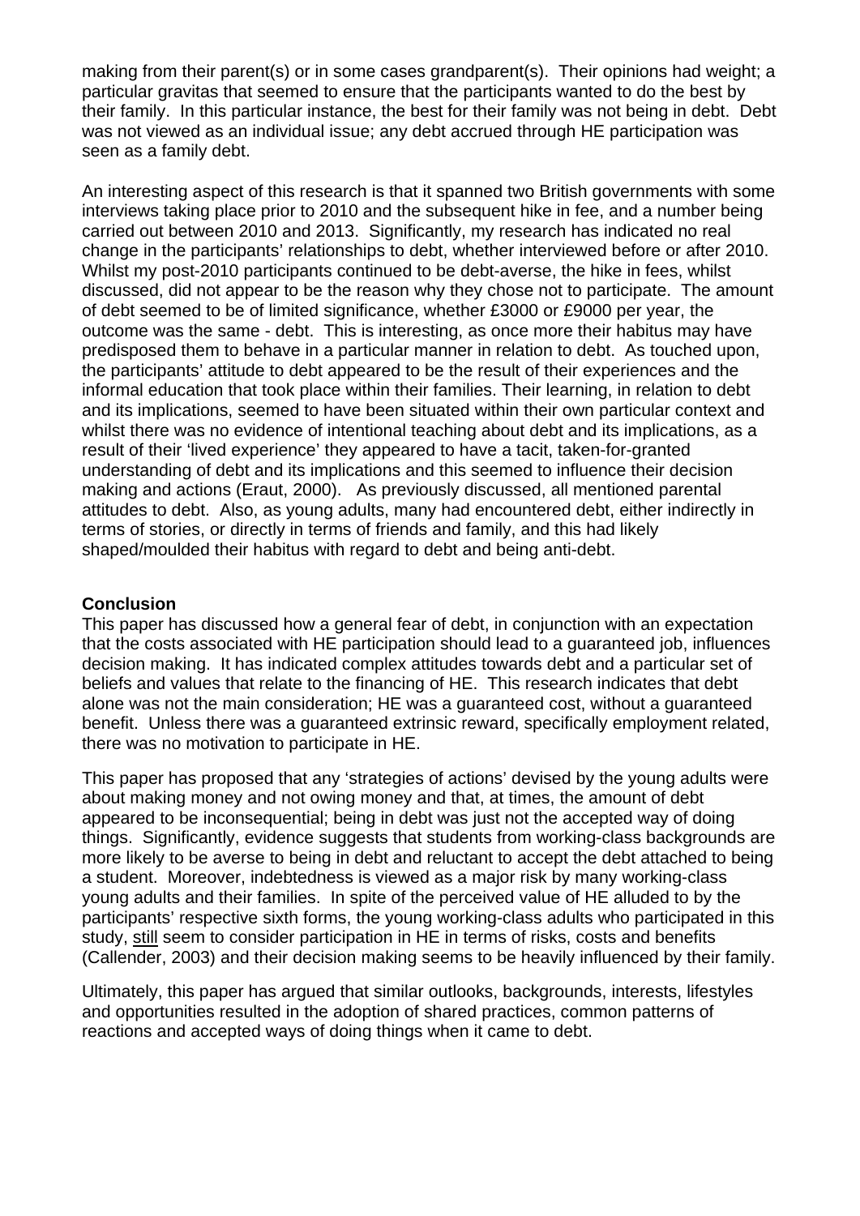making from their parent(s) or in some cases grandparent(s). Their opinions had weight; a particular gravitas that seemed to ensure that the participants wanted to do the best by their family. In this particular instance, the best for their family was not being in debt. Debt was not viewed as an individual issue; any debt accrued through HE participation was seen as a family debt.

An interesting aspect of this research is that it spanned two British governments with some interviews taking place prior to 2010 and the subsequent hike in fee, and a number being carried out between 2010 and 2013. Significantly, my research has indicated no real change in the participants' relationships to debt, whether interviewed before or after 2010. Whilst my post-2010 participants continued to be debt-averse, the hike in fees, whilst discussed, did not appear to be the reason why they chose not to participate. The amount of debt seemed to be of limited significance, whether £3000 or £9000 per year, the outcome was the same - debt. This is interesting, as once more their habitus may have predisposed them to behave in a particular manner in relation to debt. As touched upon, the participants' attitude to debt appeared to be the result of their experiences and the informal education that took place within their families. Their learning, in relation to debt and its implications, seemed to have been situated within their own particular context and whilst there was no evidence of intentional teaching about debt and its implications, as a result of their 'lived experience' they appeared to have a tacit, taken-for-granted understanding of debt and its implications and this seemed to influence their decision making and actions (Eraut, 2000). As previously discussed, all mentioned parental attitudes to debt. Also, as young adults, many had encountered debt, either indirectly in terms of stories, or directly in terms of friends and family, and this had likely shaped/moulded their habitus with regard to debt and being anti-debt.

**Conclusion**

This paper has discussed how a general fear of debt, in conjunction with an expectation that the costs associated with HE participation should lead to a guaranteed job, influences decision making. It has indicated complex attitudes towards debt and a particular set of beliefs and values that relate to the financing of HE. This research indicates that debt alone was not the main consideration; HE was a guaranteed cost, without a guaranteed benefit. Unless there was a guaranteed extrinsic reward, specifically employment related, there was no motivation to participate in HE.

This paper has proposed that any 'strategies of actions' devised by the young adults were about making money and not owing money and that, at times, the amount of debt appeared to be inconsequential; being in debt was just not the accepted way of doing things. Significantly, evidence suggests that students from working-class backgrounds are more likely to be averse to being in debt and reluctant to accept the debt attached to being a student. Moreover, indebtedness is viewed as a major risk by many working-class young adults and their families. In spite of the perceived value of HE alluded to by the participants' respective sixth forms, the young working-class adults who participated in this study, <u>still</u> seem to consider participation in HE in terms of risks, costs and benefits (Callender, 2003) and their decision making seems to be heavily influenced by their family.

Ultimately, this paper has argued that similar outlooks, backgrounds, interests, lifestyles and opportunities resulted in the adoption of shared practices, common patterns of reactions and accepted ways of doing things when it came to debt.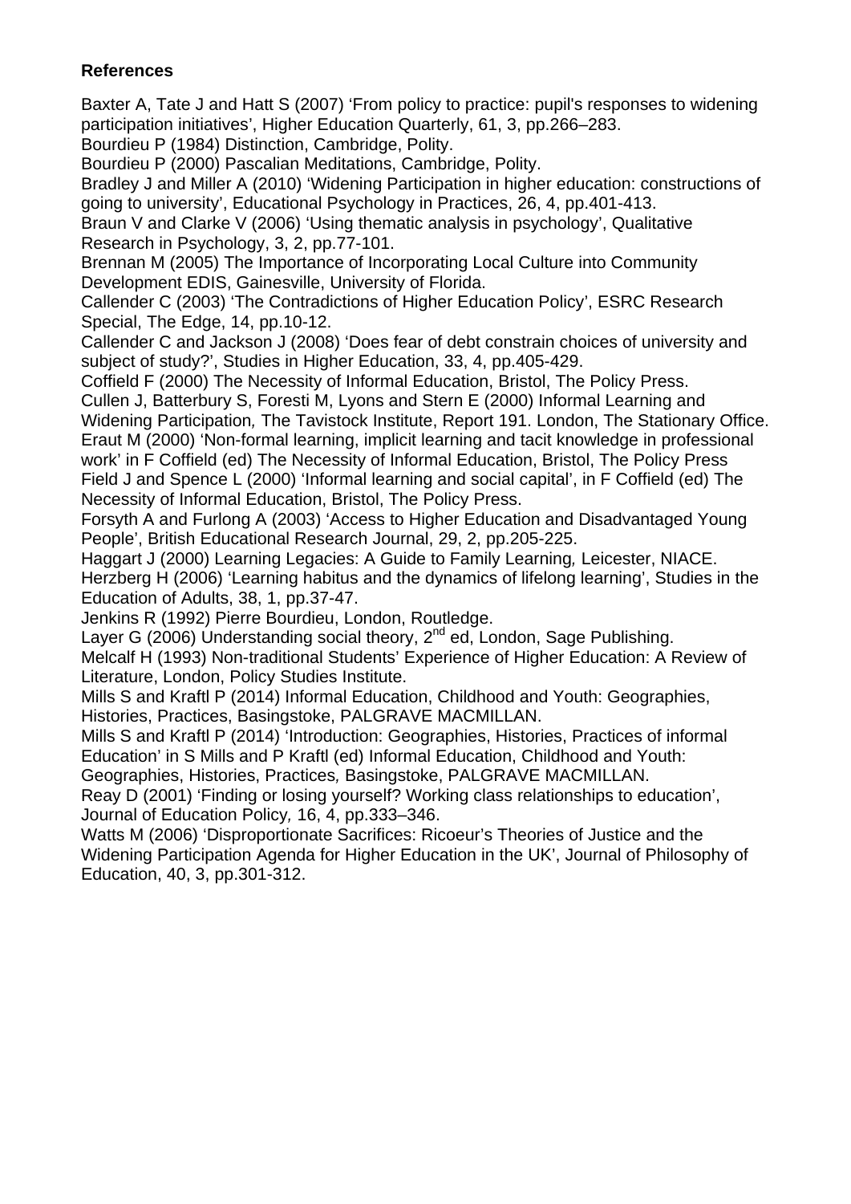**References**

Baxter A, Tate J and Hatt S (2007) 'From policy to practice: pupil's responses to widening participation initiatives', Higher Education Quarterly, 61, 3, pp.266–283.
Bourdieu P (1984) Distinction, Cambridge, Polity.
Bourdieu P (2000) Pascalian Meditations, Cambridge, Polity.
Bradley J and Miller A (2010) 'Widening Participation in higher education: constructions of going to university', Educational Psychology in Practices, 26, 4, pp.401-413.
Braun V and Clarke V (2006) 'Using thematic analysis in psychology', Qualitative Research in Psychology, 3, 2, pp.77-101.
Brennan M (2005) The Importance of Incorporating Local Culture into Community Development EDIS, Gainesville, University of Florida.
Callender C (2003) 'The Contradictions of Higher Education Policy', ESRC Research Special, The Edge, 14, pp.10-12.
Callender C and Jackson J (2008) 'Does fear of debt constrain choices of university and subject of study?', Studies in Higher Education, 33, 4, pp.405-429.
Coffield F (2000) The Necessity of Informal Education, Bristol, The Policy Press.
Cullen J, Batterbury S, Foresti M, Lyons and Stern E (2000) Informal Learning and Widening Participation, The Tavistock Institute, Report 191. London, The Stationary Office.
Eraut M (2000) 'Non-formal learning, implicit learning and tacit knowledge in professional work' in F Coffield (ed) The Necessity of Informal Education, Bristol, The Policy Press
Field J and Spence L (2000) 'Informal learning and social capital', in F Coffield (ed) The Necessity of Informal Education, Bristol, The Policy Press.
Forsyth A and Furlong A (2003) 'Access to Higher Education and Disadvantaged Young People', British Educational Research Journal, 29, 2, pp.205-225.
Haggart J (2000) Learning Legacies: A Guide to Family Learning, Leicester, NIACE.
Herzberg H (2006) 'Learning habitus and the dynamics of lifelong learning', Studies in the Education of Adults, 38, 1, pp.37-47.
Jenkins R (1992) Pierre Bourdieu, London, Routledge.
Layer G (2006) Understanding social theory, 2nd ed, London, Sage Publishing.
Melcalf H (1993) Non-traditional Students' Experience of Higher Education: A Review of Literature, London, Policy Studies Institute.
Mills S and Kraftl P (2014) Informal Education, Childhood and Youth: Geographies, Histories, Practices, Basingstoke, PALGRAVE MACMILLAN.
Mills S and Kraftl P (2014) 'Introduction: Geographies, Histories, Practices of informal Education' in S Mills and P Kraftl (ed) Informal Education, Childhood and Youth: Geographies, Histories, Practices, Basingstoke, PALGRAVE MACMILLAN.
Reay D (2001) 'Finding or losing yourself? Working class relationships to education', Journal of Education Policy, 16, 4, pp.333–346.
Watts M (2006) 'Disproportionate Sacrifices: Ricoeur's Theories of Justice and the Widening Participation Agenda for Higher Education in the UK', Journal of Philosophy of Education, 40, 3, pp.301-312.